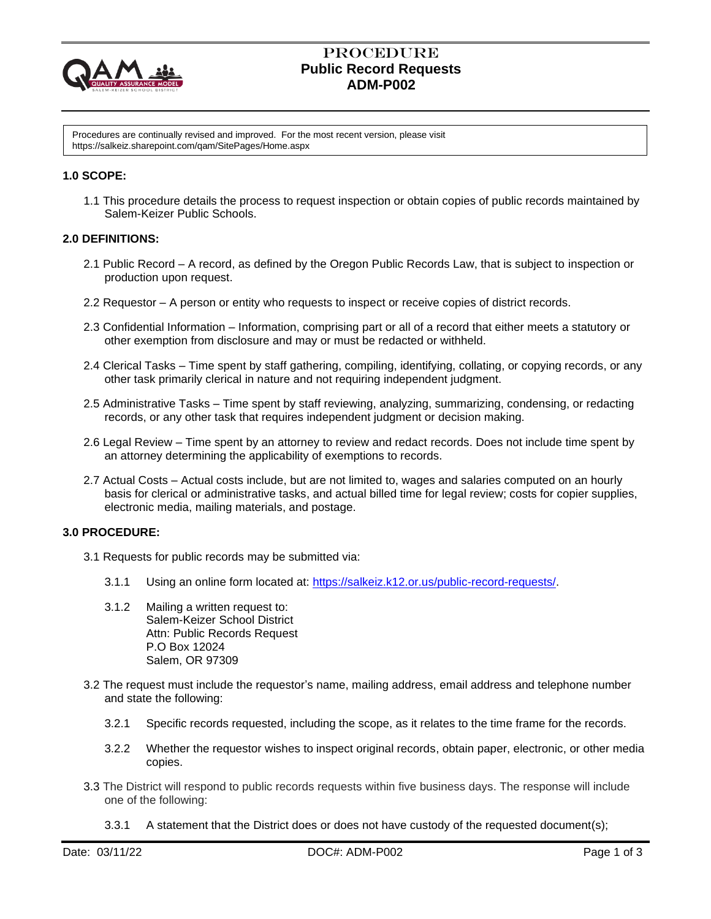# PROCEDURE
# Public Record Requests
# ADM-P002

Procedures are continually revised and improved. For the most recent version, please visit https://salkeiz.sharepoint.com/qam/SitePages/Home.aspx

## 1.0 SCOPE:

1.1 This procedure details the process to request inspection or obtain copies of public records maintained by Salem-Keizer Public Schools.

## 2.0 DEFINITIONS:

2.1 Public Record – A record, as defined by the Oregon Public Records Law, that is subject to inspection or production upon request.

2.2 Requestor – A person or entity who requests to inspect or receive copies of district records.

2.3 Confidential Information – Information, comprising part or all of a record that either meets a statutory or other exemption from disclosure and may or must be redacted or withheld.

2.4 Clerical Tasks – Time spent by staff gathering, compiling, identifying, collating, or copying records, or any other task primarily clerical in nature and not requiring independent judgment.

2.5 Administrative Tasks – Time spent by staff reviewing, analyzing, summarizing, condensing, or redacting records, or any other task that requires independent judgment or decision making.

2.6 Legal Review – Time spent by an attorney to review and redact records. Does not include time spent by an attorney determining the applicability of exemptions to records.

2.7 Actual Costs – Actual costs include, but are not limited to, wages and salaries computed on an hourly basis for clerical or administrative tasks, and actual billed time for legal review; costs for copier supplies, electronic media, mailing materials, and postage.

## 3.0 PROCEDURE:

3.1 Requests for public records may be submitted via:

3.1.1 Using an online form located at: https://salkeiz.k12.or.us/public-record-requests/.

3.1.2 Mailing a written request to:
Salem-Keizer School District
Attn: Public Records Request
P.O Box 12024
Salem, OR 97309

3.2 The request must include the requestor's name, mailing address, email address and telephone number and state the following:

3.2.1 Specific records requested, including the scope, as it relates to the time frame for the records.

3.2.2 Whether the requestor wishes to inspect original records, obtain paper, electronic, or other media copies.

3.3 The District will respond to public records requests within five business days. The response will include one of the following:

3.3.1 A statement that the District does or does not have custody of the requested document(s);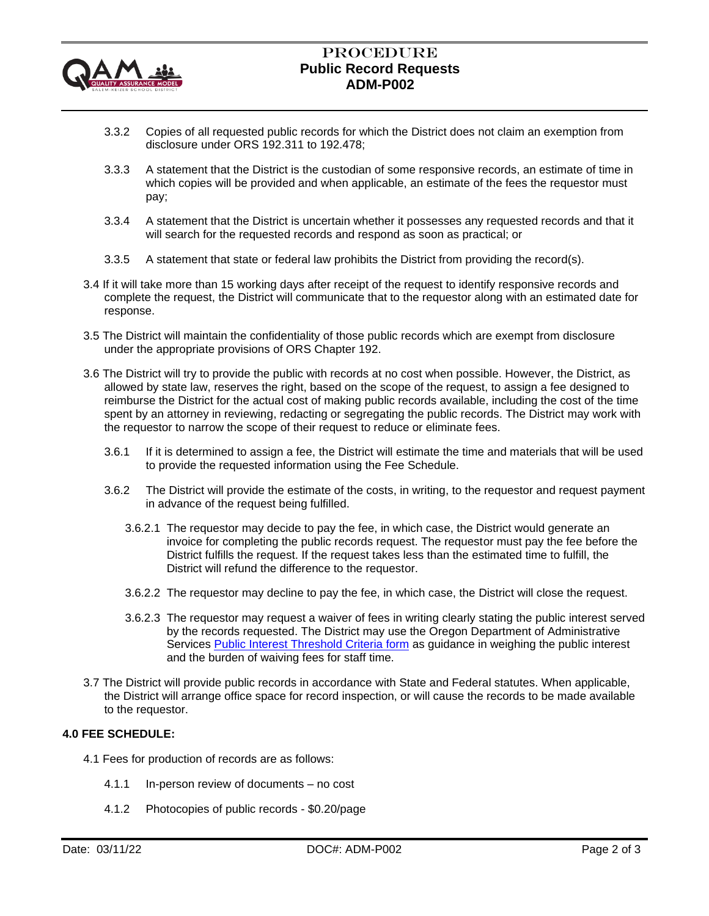3.3.2 Copies of all requested public records for which the District does not claim an exemption from disclosure under ORS 192.311 to 192.478;

3.3.3 A statement that the District is the custodian of some responsive records, an estimate of time in which copies will be provided and when applicable, an estimate of the fees the requestor must pay;

3.3.4 A statement that the District is uncertain whether it possesses any requested records and that it will search for the requested records and respond as soon as practical; or

3.3.5 A statement that state or federal law prohibits the District from providing the record(s).

3.4 If it will take more than 15 working days after receipt of the request to identify responsive records and complete the request, the District will communicate that to the requestor along with an estimated date for response.

3.5 The District will maintain the confidentiality of those public records which are exempt from disclosure under the appropriate provisions of ORS Chapter 192.

3.6 The District will try to provide the public with records at no cost when possible. However, the District, as allowed by state law, reserves the right, based on the scope of the request, to assign a fee designed to reimburse the District for the actual cost of making public records available, including the cost of the time spent by an attorney in reviewing, redacting or segregating the public records. The District may work with the requestor to narrow the scope of their request to reduce or eliminate fees.

3.6.1 If it is determined to assign a fee, the District will estimate the time and materials that will be used to provide the requested information using the Fee Schedule.

3.6.2 The District will provide the estimate of the costs, in writing, to the requestor and request payment in advance of the request being fulfilled.

3.6.2.1 The requestor may decide to pay the fee, in which case, the District would generate an invoice for completing the public records request. The requestor must pay the fee before the District fulfills the request. If the request takes less than the estimated time to fulfill, the District will refund the difference to the requestor.

3.6.2.2 The requestor may decline to pay the fee, in which case, the District will close the request.

3.6.2.3 The requestor may request a waiver of fees in writing clearly stating the public interest served by the records requested. The District may use the Oregon Department of Administrative Services Public Interest Threshold Criteria form as guidance in weighing the public interest and the burden of waiving fees for staff time.

3.7 The District will provide public records in accordance with State and Federal statutes. When applicable, the District will arrange office space for record inspection, or will cause the records to be made available to the requestor.

**4.0 FEE SCHEDULE:**

4.1 Fees for production of records are as follows:

4.1.1 In-person review of documents – no cost

4.1.2 Photocopies of public records - $0.20/page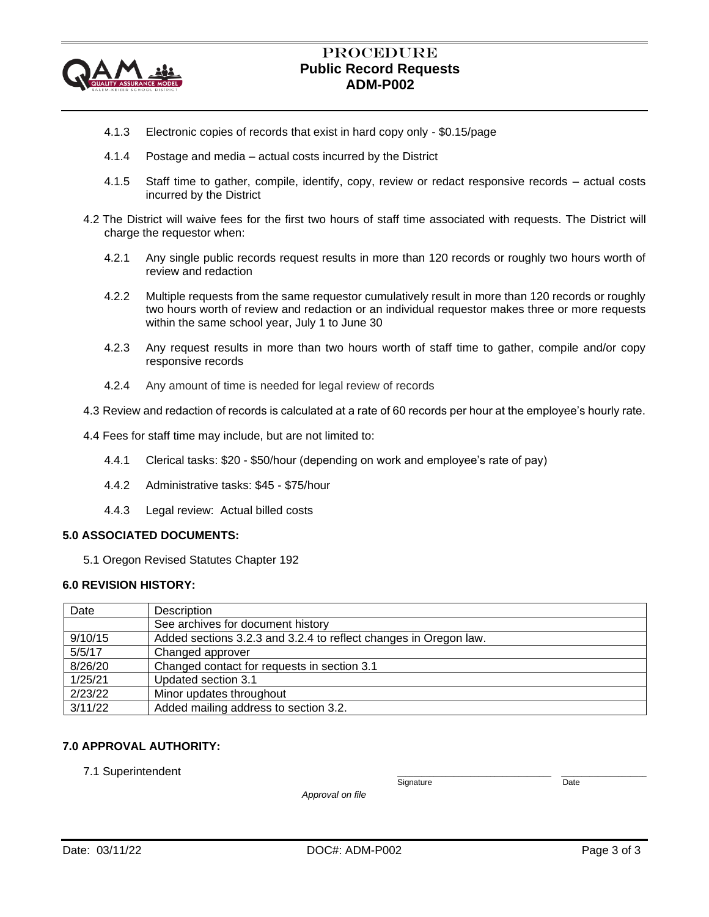4.1.3 Electronic copies of records that exist in hard copy only - $0.15/page

4.1.4 Postage and media – actual costs incurred by the District

4.1.5 Staff time to gather, compile, identify, copy, review or redact responsive records – actual costs incurred by the District

4.2 The District will waive fees for the first two hours of staff time associated with requests. The District will charge the requestor when:

4.2.1 Any single public records request results in more than 120 records or roughly two hours worth of review and redaction

4.2.2 Multiple requests from the same requestor cumulatively result in more than 120 records or roughly two hours worth of review and redaction or an individual requestor makes three or more requests within the same school year, July 1 to June 30

4.2.3 Any request results in more than two hours worth of staff time to gather, compile and/or copy responsive records

4.2.4 Any amount of time is needed for legal review of records

4.3 Review and redaction of records is calculated at a rate of 60 records per hour at the employee's hourly rate.

4.4 Fees for staff time may include, but are not limited to:

4.4.1 Clerical tasks: $20 - $50/hour (depending on work and employee's rate of pay)

4.4.2 Administrative tasks: $45 - $75/hour

4.4.3 Legal review: Actual billed costs

**5.0 ASSOCIATED DOCUMENTS:**

5.1 Oregon Revised Statutes Chapter 192

**6.0 REVISION HISTORY:**

| Date | Description |
|---|---|
| | See archives for document history |
| 9/10/15 | Added sections 3.2.3 and 3.2.4 to reflect changes in Oregon law. |
| 5/5/17 | Changed approver |
| 8/26/20 | Changed contact for requests in section 3.1 |
| 1/25/21 | Updated section 3.1 |
| 2/23/22 | Minor updates throughout |
| 3/11/22 | Added mailing address to section 3.2. |

**7.0 APPROVAL AUTHORITY:**

7.1 Superintendent

Signature ______________________ Date __________

*Approval on file*